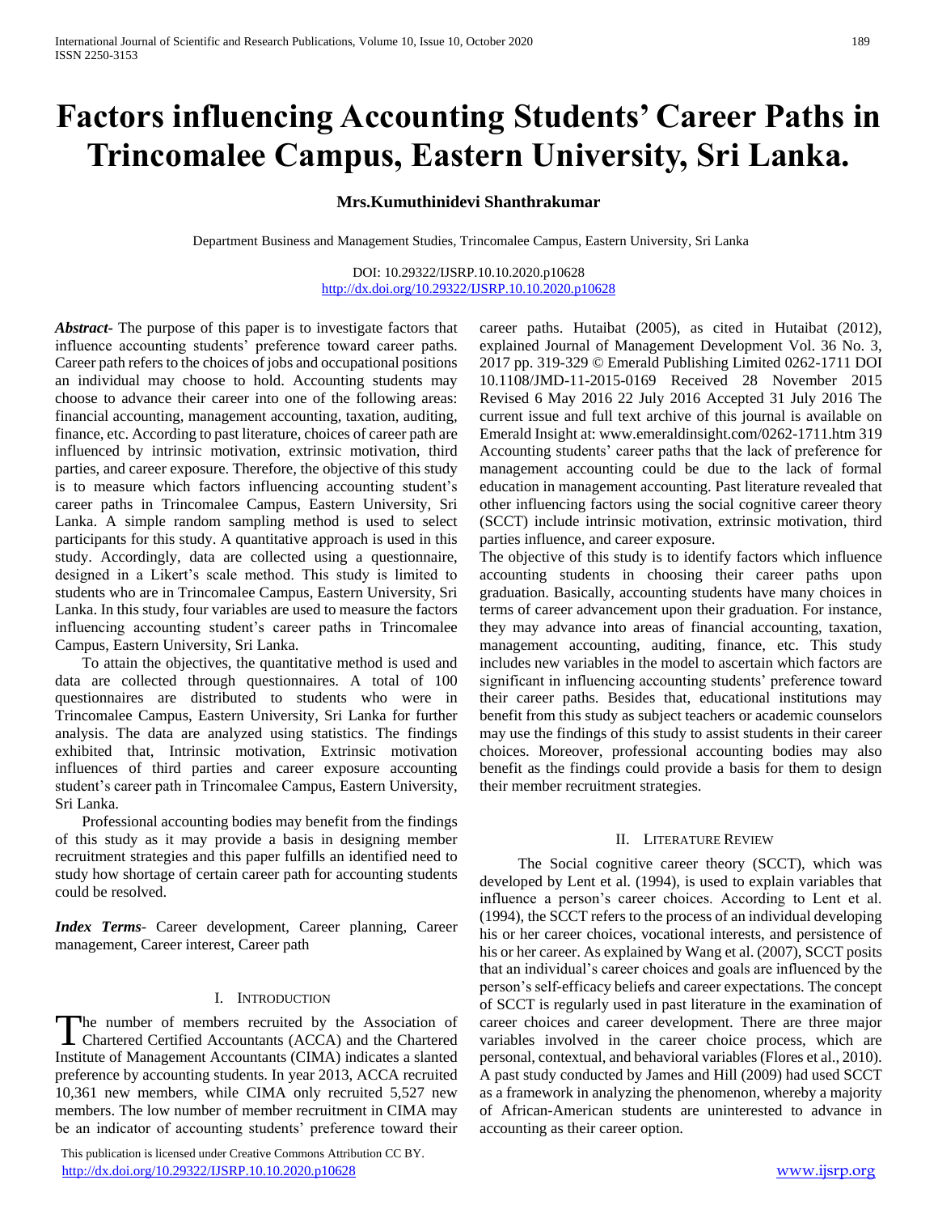# Factors influencing Accounting Students' Career Paths in Trincomalee Campus, Eastern University, Sri Lanka.

**Mrs.Kumuthinidevi Shanthrakumar**

Department Business and Management Studies, Trincomalee Campus, Eastern University, Sri Lanka

DOI: 10.29322/IJSRP.10.10.2020.p10628
http://dx.doi.org/10.29322/IJSRP.10.10.2020.p10628

***Abstract***- The purpose of this paper is to investigate factors that influence accounting students' preference toward career paths. Career path refers to the choices of jobs and occupational positions an individual may choose to hold. Accounting students may choose to advance their career into one of the following areas: financial accounting, management accounting, taxation, auditing, finance, etc. According to past literature, choices of career path are influenced by intrinsic motivation, extrinsic motivation, third parties, and career exposure. Therefore, the objective of this study is to measure which factors influencing accounting student's career paths in Trincomalee Campus, Eastern University, Sri Lanka. A simple random sampling method is used to select participants for this study. A quantitative approach is used in this study. Accordingly, data are collected using a questionnaire, designed in a Likert's scale method. This study is limited to students who are in Trincomalee Campus, Eastern University, Sri Lanka. In this study, four variables are used to measure the factors influencing accounting student's career paths in Trincomalee Campus, Eastern University, Sri Lanka.

To attain the objectives, the quantitative method is used and data are collected through questionnaires. A total of 100 questionnaires are distributed to students who were in Trincomalee Campus, Eastern University, Sri Lanka for further analysis. The data are analyzed using statistics. The findings exhibited that, Intrinsic motivation, Extrinsic motivation influences of third parties and career exposure accounting student's career path in Trincomalee Campus, Eastern University, Sri Lanka.

Professional accounting bodies may benefit from the findings of this study as it may provide a basis in designing member recruitment strategies and this paper fulfills an identified need to study how shortage of certain career path for accounting students could be resolved.

***Index Terms***- Career development, Career planning, Career management, Career interest, Career path

## I. Introduction

The number of members recruited by the Association of Chartered Certified Accountants (ACCA) and the Chartered Institute of Management Accountants (CIMA) indicates a slanted preference by accounting students. In year 2013, ACCA recruited 10,361 new members, while CIMA only recruited 5,527 new members. The low number of member recruitment in CIMA may be an indicator of accounting students' preference toward their career paths. Hutaibat (2005), as cited in Hutaibat (2012), explained Journal of Management Development Vol. 36 No. 3, 2017 pp. 319-329 © Emerald Publishing Limited 0262-1711 DOI 10.1108/JMD-11-2015-0169 Received 28 November 2015 Revised 6 May 2016 22 July 2016 Accepted 31 July 2016 The current issue and full text archive of this journal is available on Emerald Insight at: www.emeraldinsight.com/0262-1711.htm 319 Accounting students' career paths that the lack of preference for management accounting could be due to the lack of formal education in management accounting. Past literature revealed that other influencing factors using the social cognitive career theory (SCCT) include intrinsic motivation, extrinsic motivation, third parties influence, and career exposure.

The objective of this study is to identify factors which influence accounting students in choosing their career paths upon graduation. Basically, accounting students have many choices in terms of career advancement upon their graduation. For instance, they may advance into areas of financial accounting, taxation, management accounting, auditing, finance, etc. This study includes new variables in the model to ascertain which factors are significant in influencing accounting students' preference toward their career paths. Besides that, educational institutions may benefit from this study as subject teachers or academic counselors may use the findings of this study to assist students in their career choices. Moreover, professional accounting bodies may also benefit as the findings could provide a basis for them to design their member recruitment strategies.

## II. Literature Review

The Social cognitive career theory (SCCT), which was developed by Lent et al. (1994), is used to explain variables that influence a person's career choices. According to Lent et al. (1994), the SCCT refers to the process of an individual developing his or her career choices, vocational interests, and persistence of his or her career. As explained by Wang et al. (2007), SCCT posits that an individual's career choices and goals are influenced by the person's self-efficacy beliefs and career expectations. The concept of SCCT is regularly used in past literature in the examination of career choices and career development. There are three major variables involved in the career choice process, which are personal, contextual, and behavioral variables (Flores et al., 2010). A past study conducted by James and Hill (2009) had used SCCT as a framework in analyzing the phenomenon, whereby a majority of African-American students are uninterested to advance in accounting as their career option.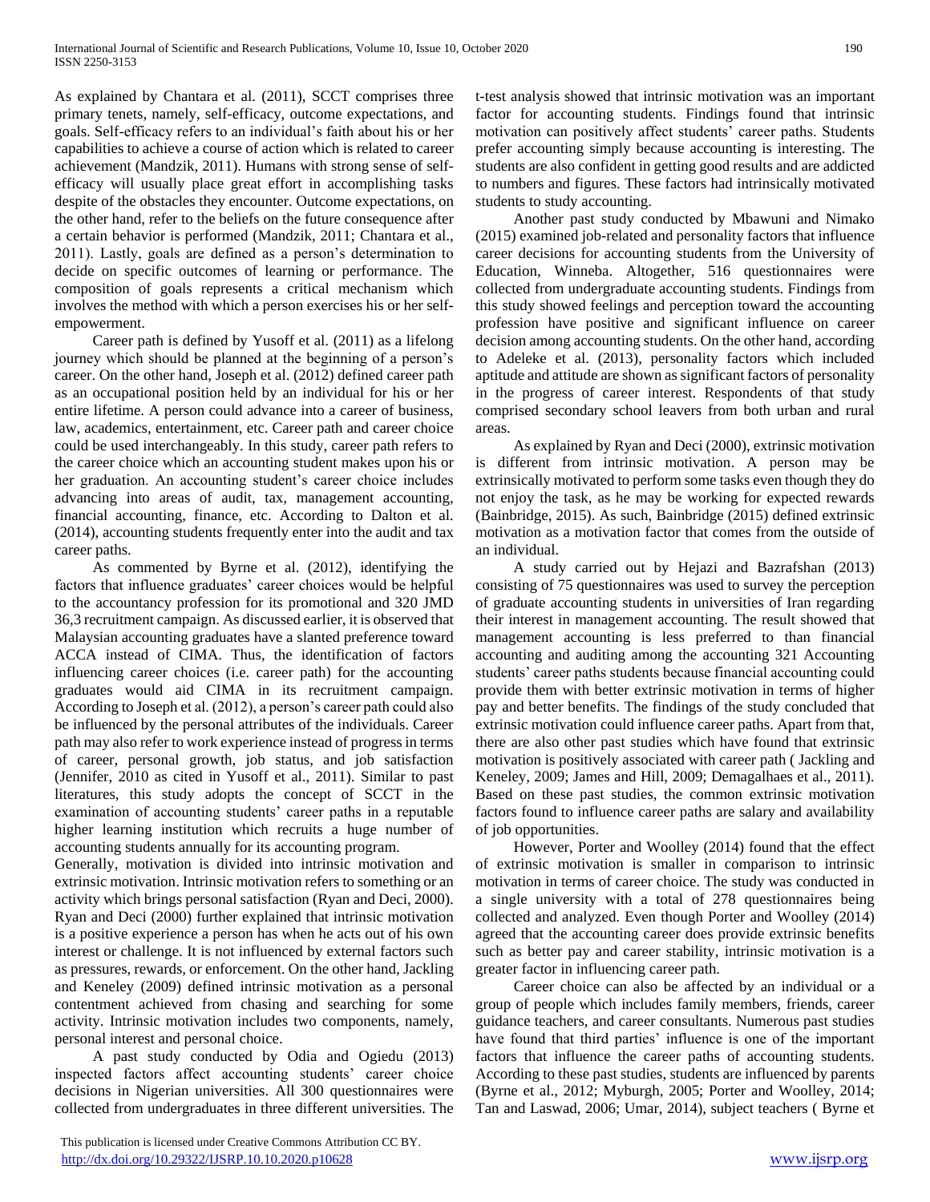As explained by Chantara et al. (2011), SCCT comprises three primary tenets, namely, self-efficacy, outcome expectations, and goals. Self-efficacy refers to an individual's faith about his or her capabilities to achieve a course of action which is related to career achievement (Mandzik, 2011). Humans with strong sense of self-efficacy will usually place great effort in accomplishing tasks despite of the obstacles they encounter. Outcome expectations, on the other hand, refer to the beliefs on the future consequence after a certain behavior is performed (Mandzik, 2011; Chantara et al., 2011). Lastly, goals are defined as a person's determination to decide on specific outcomes of learning or performance. The composition of goals represents a critical mechanism which involves the method with which a person exercises his or her self-empowerment.

Career path is defined by Yusoff et al. (2011) as a lifelong journey which should be planned at the beginning of a person's career. On the other hand, Joseph et al. (2012) defined career path as an occupational position held by an individual for his or her entire lifetime. A person could advance into a career of business, law, academics, entertainment, etc. Career path and career choice could be used interchangeably. In this study, career path refers to the career choice which an accounting student makes upon his or her graduation. An accounting student's career choice includes advancing into areas of audit, tax, management accounting, financial accounting, finance, etc. According to Dalton et al. (2014), accounting students frequently enter into the audit and tax career paths.

As commented by Byrne et al. (2012), identifying the factors that influence graduates' career choices would be helpful to the accountancy profession for its promotional and 320 JMD 36,3 recruitment campaign. As discussed earlier, it is observed that Malaysian accounting graduates have a slanted preference toward ACCA instead of CIMA. Thus, the identification of factors influencing career choices (i.e. career path) for the accounting graduates would aid CIMA in its recruitment campaign. According to Joseph et al. (2012), a person's career path could also be influenced by the personal attributes of the individuals. Career path may also refer to work experience instead of progress in terms of career, personal growth, job status, and job satisfaction (Jennifer, 2010 as cited in Yusoff et al., 2011). Similar to past literatures, this study adopts the concept of SCCT in the examination of accounting students' career paths in a reputable higher learning institution which recruits a huge number of accounting students annually for its accounting program.

Generally, motivation is divided into intrinsic motivation and extrinsic motivation. Intrinsic motivation refers to something or an activity which brings personal satisfaction (Ryan and Deci, 2000). Ryan and Deci (2000) further explained that intrinsic motivation is a positive experience a person has when he acts out of his own interest or challenge. It is not influenced by external factors such as pressures, rewards, or enforcement. On the other hand, Jackling and Keneley (2009) defined intrinsic motivation as a personal contentment achieved from chasing and searching for some activity. Intrinsic motivation includes two components, namely, personal interest and personal choice.

A past study conducted by Odia and Ogiedu (2013) inspected factors affect accounting students' career choice decisions in Nigerian universities. All 300 questionnaires were collected from undergraduates in three different universities. The t-test analysis showed that intrinsic motivation was an important factor for accounting students. Findings found that intrinsic motivation can positively affect students' career paths. Students prefer accounting simply because accounting is interesting. The students are also confident in getting good results and are addicted to numbers and figures. These factors had intrinsically motivated students to study accounting.

Another past study conducted by Mbawuni and Nimako (2015) examined job-related and personality factors that influence career decisions for accounting students from the University of Education, Winneba. Altogether, 516 questionnaires were collected from undergraduate accounting students. Findings from this study showed feelings and perception toward the accounting profession have positive and significant influence on career decision among accounting students. On the other hand, according to Adeleke et al. (2013), personality factors which included aptitude and attitude are shown as significant factors of personality in the progress of career interest. Respondents of that study comprised secondary school leavers from both urban and rural areas.

As explained by Ryan and Deci (2000), extrinsic motivation is different from intrinsic motivation. A person may be extrinsically motivated to perform some tasks even though they do not enjoy the task, as he may be working for expected rewards (Bainbridge, 2015). As such, Bainbridge (2015) defined extrinsic motivation as a motivation factor that comes from the outside of an individual.

A study carried out by Hejazi and Bazrafshan (2013) consisting of 75 questionnaires was used to survey the perception of graduate accounting students in universities of Iran regarding their interest in management accounting. The result showed that management accounting is less preferred to than financial accounting and auditing among the accounting 321 Accounting students' career paths students because financial accounting could provide them with better extrinsic motivation in terms of higher pay and better benefits. The findings of the study concluded that extrinsic motivation could influence career paths. Apart from that, there are also other past studies which have found that extrinsic motivation is positively associated with career path ( Jackling and Keneley, 2009; James and Hill, 2009; Demagalhaes et al., 2011). Based on these past studies, the common extrinsic motivation factors found to influence career paths are salary and availability of job opportunities.

However, Porter and Woolley (2014) found that the effect of extrinsic motivation is smaller in comparison to intrinsic motivation in terms of career choice. The study was conducted in a single university with a total of 278 questionnaires being collected and analyzed. Even though Porter and Woolley (2014) agreed that the accounting career does provide extrinsic benefits such as better pay and career stability, intrinsic motivation is a greater factor in influencing career path.

Career choice can also be affected by an individual or a group of people which includes family members, friends, career guidance teachers, and career consultants. Numerous past studies have found that third parties' influence is one of the important factors that influence the career paths of accounting students. According to these past studies, students are influenced by parents (Byrne et al., 2012; Myburgh, 2005; Porter and Woolley, 2014; Tan and Laswad, 2006; Umar, 2014), subject teachers ( Byrne et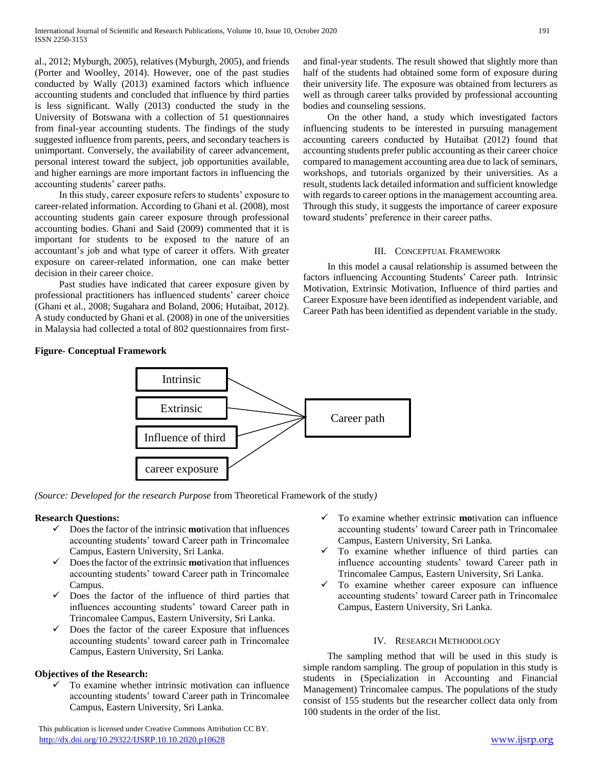al., 2012; Myburgh, 2005), relatives (Myburgh, 2005), and friends (Porter and Woolley, 2014). However, one of the past studies conducted by Wally (2013) examined factors which influence accounting students and concluded that influence by third parties is less significant. Wally (2013) conducted the study in the University of Botswana with a collection of 51 questionnaires from final-year accounting students. The findings of the study suggested influence from parents, peers, and secondary teachers is unimportant. Conversely, the availability of career advancement, personal interest toward the subject, job opportunities available, and higher earnings are more important factors in influencing the accounting students' career paths.

In this study, career exposure refers to students' exposure to career-related information. According to Ghani et al. (2008), most accounting students gain career exposure through professional accounting bodies. Ghani and Said (2009) commented that it is important for students to be exposed to the nature of an accountant's job and what type of career it offers. With greater exposure on career-related information, one can make better decision in their career choice.

Past studies have indicated that career exposure given by professional practitioners has influenced students' career choice (Ghani et al., 2008; Sugahara and Boland, 2006; Hutaibat, 2012). A study conducted by Ghani et al. (2008) in one of the universities in Malaysia had collected a total of 802 questionnaires from first- and final-year students. The result showed that slightly more than half of the students had obtained some form of exposure during their university life. The exposure was obtained from lecturers as well as through career talks provided by professional accounting bodies and counseling sessions.

On the other hand, a study which investigated factors influencing students to be interested in pursuing management accounting careers conducted by Hutaibat (2012) found that accounting students prefer public accounting as their career choice compared to management accounting area due to lack of seminars, workshops, and tutorials organized by their universities. As a result, students lack detailed information and sufficient knowledge with regards to career options in the management accounting area. Through this study, it suggests the importance of career exposure toward students' preference in their career paths.

## III. Conceptual Framework

In this model a causal relationship is assumed between the factors influencing Accounting Students' Career path. Intrinsic Motivation, Extrinsic Motivation, Influence of third parties and Career Exposure have been identified as independent variable, and Career Path has been identified as dependent variable in the study.

**Figure- Conceptual Framework**

Intrinsic → Career path
Extrinsic → Career path
Influence of third → Career path
career exposure → Career path

*(Source: Developed for the research Purpose* from Theoretical Framework of the study*)*

**Research Questions:**

- ✓ Does the factor of the intrinsic **mo**tivation that influences accounting students' toward Career path in Trincomalee Campus, Eastern University, Sri Lanka.
- ✓ Does the factor of the extrinsic **mo**tivation that influences accounting students' toward Career path in Trincomalee Campus.
- ✓ Does the factor of the influence of third parties that influences accounting students' toward Career path in Trincomalee Campus, Eastern University, Sri Lanka.
- ✓ Does the factor of the career Exposure that influences accounting students' toward career path in Trincomalee Campus, Eastern University, Sri Lanka.

**Objectives of the Research:**

- ✓ To examine whether intrinsic motivation can influence accounting students' toward Career path in Trincomalee Campus, Eastern University, Sri Lanka.
- ✓ To examine whether extrinsic **mo**tivation can influence accounting students' toward Career path in Trincomalee Campus, Eastern University, Sri Lanka.
- ✓ To examine whether influence of third parties can influence accounting students' toward Career path in Trincomalee Campus, Eastern University, Sri Lanka.
- ✓ To examine whether career exposure can influence accounting students' toward Career path in Trincomalee Campus, Eastern University, Sri Lanka.

## IV. Research Methodology

The sampling method that will be used in this study is simple random sampling. The group of population in this study is students in (Specialization in Accounting and Financial Management) Trincomalee campus. The populations of the study consist of 155 students but the researcher collect data only from 100 students in the order of the list.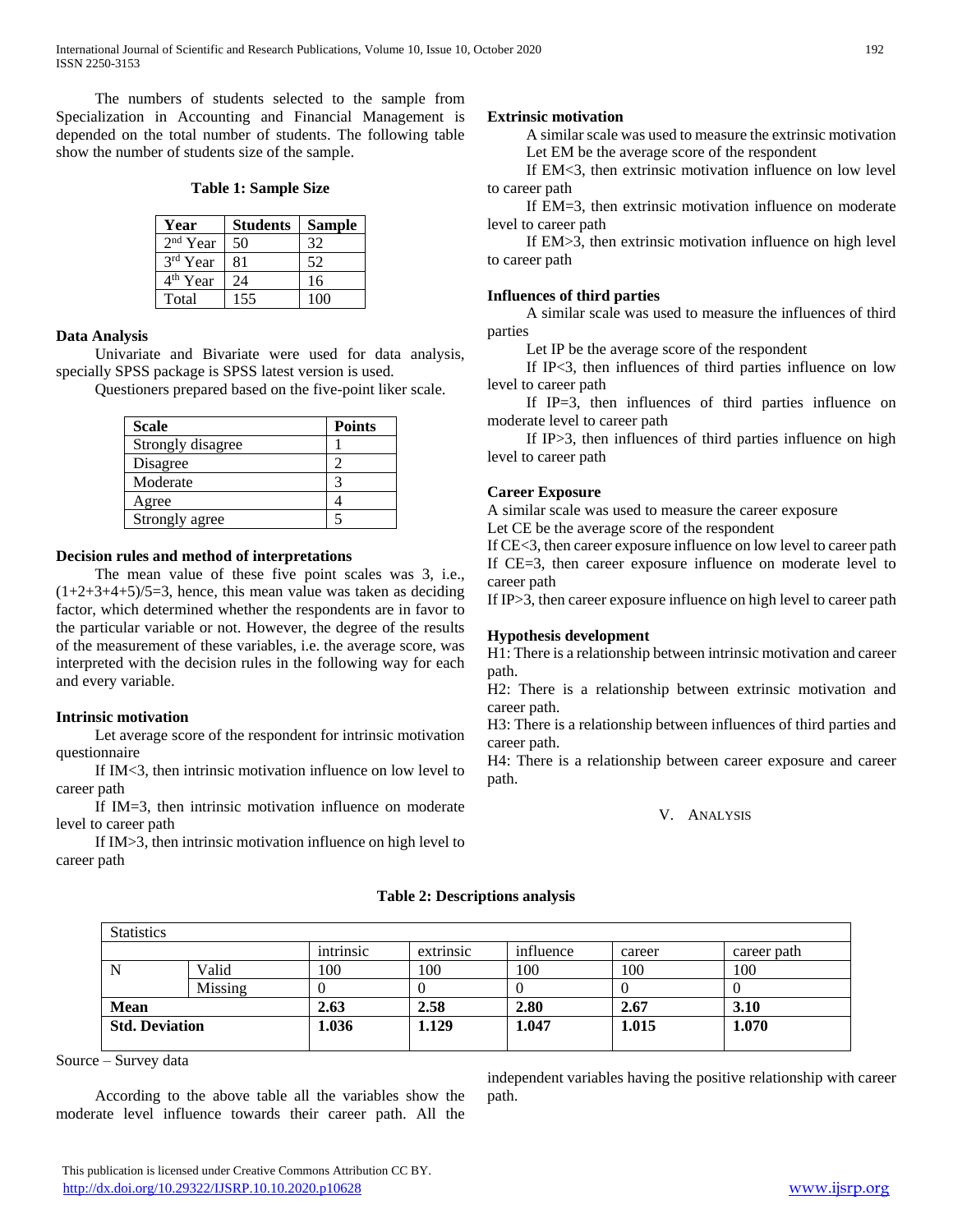The numbers of students selected to the sample from Specialization in Accounting and Financial Management is depended on the total number of students. The following table show the number of students size of the sample.

**Table 1: Sample Size**

| Year | Students | Sample |
|---|---|---|
| 2nd Year | 50 | 32 |
| 3rd Year | 81 | 52 |
| 4th Year | 24 | 16 |
| Total | 155 | 100 |

**Data Analysis**

Univariate and Bivariate were used for data analysis, specially SPSS package is SPSS latest version is used.

Questioners prepared based on the five-point liker scale.

| Scale | Points |
|---|---|
| Strongly disagree | 1 |
| Disagree | 2 |
| Moderate | 3 |
| Agree | 4 |
| Strongly agree | 5 |

**Decision rules and method of interpretations**

The mean value of these five point scales was 3, i.e., (1+2+3+4+5)/5=3, hence, this mean value was taken as deciding factor, which determined whether the respondents are in favor to the particular variable or not. However, the degree of the results of the measurement of these variables, i.e. the average score, was interpreted with the decision rules in the following way for each and every variable.

**Intrinsic motivation**

Let average score of the respondent for intrinsic motivation questionnaire

If IM<3, then intrinsic motivation influence on low level to career path

If IM=3, then intrinsic motivation influence on moderate level to career path

If IM>3, then intrinsic motivation influence on high level to career path

**Extrinsic motivation**

A similar scale was used to measure the extrinsic motivation

Let EM be the average score of the respondent

If EM<3, then extrinsic motivation influence on low level to career path

If EM=3, then extrinsic motivation influence on moderate level to career path

If EM>3, then extrinsic motivation influence on high level to career path

**Influences of third parties**

A similar scale was used to measure the influences of third parties

Let IP be the average score of the respondent

If IP<3, then influences of third parties influence on low level to career path

If IP=3, then influences of third parties influence on moderate level to career path

If IP>3, then influences of third parties influence on high level to career path

**Career Exposure**

A similar scale was used to measure the career exposure

Let CE be the average score of the respondent

If CE<3, then career exposure influence on low level to career path

If CE=3, then career exposure influence on moderate level to career path

If IP>3, then career exposure influence on high level to career path

**Hypothesis development**

H1: There is a relationship between intrinsic motivation and career path.

H2: There is a relationship between extrinsic motivation and career path.

H3: There is a relationship between influences of third parties and career path.

H4: There is a relationship between career exposure and career path.

## V. Analysis

**Table 2: Descriptions analysis**

| Statistics | | | | | | |
|---|---|---|---|---|---|---|
| | | intrinsic | extrinsic | influence | career | career path |
| N | Valid | 100 | 100 | 100 | 100 | 100 |
| | Missing | 0 | 0 | 0 | 0 | 0 |
| **Mean** | | **2.63** | **2.58** | **2.80** | **2.67** | **3.10** |
| **Std. Deviation** | | **1.036** | **1.129** | **1.047** | **1.015** | **1.070** |

Source – Survey data

According to the above table all the variables show the moderate level influence towards their career path. All the independent variables having the positive relationship with career path.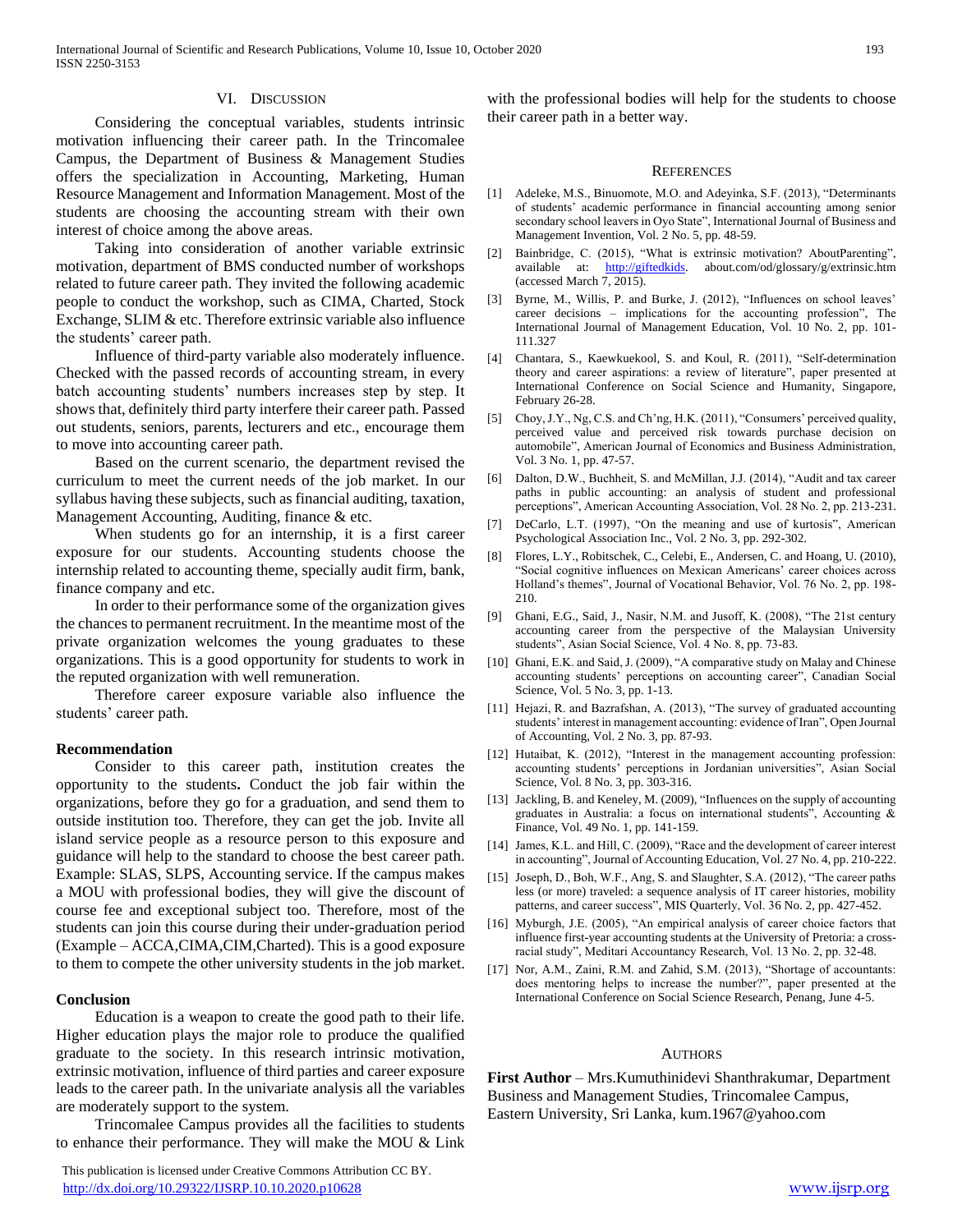## VI. Discussion

Considering the conceptual variables, students intrinsic motivation influencing their career path. In the Trincomalee Campus, the Department of Business & Management Studies offers the specialization in Accounting, Marketing, Human Resource Management and Information Management. Most of the students are choosing the accounting stream with their own interest of choice among the above areas.

Taking into consideration of another variable extrinsic motivation, department of BMS conducted number of workshops related to future career path. They invited the following academic people to conduct the workshop, such as CIMA, Charted, Stock Exchange, SLIM & etc. Therefore extrinsic variable also influence the students' career path.

Influence of third-party variable also moderately influence. Checked with the passed records of accounting stream, in every batch accounting students' numbers increases step by step. It shows that, definitely third party interfere their career path. Passed out students, seniors, parents, lecturers and etc., encourage them to move into accounting career path.

Based on the current scenario, the department revised the curriculum to meet the current needs of the job market. In our syllabus having these subjects, such as financial auditing, taxation, Management Accounting, Auditing, finance & etc.

When students go for an internship, it is a first career exposure for our students. Accounting students choose the internship related to accounting theme, specially audit firm, bank, finance company and etc.

In order to their performance some of the organization gives the chances to permanent recruitment. In the meantime most of the private organization welcomes the young graduates to these organizations. This is a good opportunity for students to work in the reputed organization with well remuneration.

Therefore career exposure variable also influence the students' career path.

### Recommendation

Consider to this career path, institution creates the opportunity to the students**.** Conduct the job fair within the organizations, before they go for a graduation, and send them to outside institution too. Therefore, they can get the job. Invite all island service people as a resource person to this exposure and guidance will help to the standard to choose the best career path. Example: SLAS, SLPS, Accounting service. If the campus makes a MOU with professional bodies, they will give the discount of course fee and exceptional subject too. Therefore, most of the students can join this course during their under-graduation period (Example – ACCA,CIMA,CIM,Charted). This is a good exposure to them to compete the other university students in the job market.

### Conclusion

Education is a weapon to create the good path to their life. Higher education plays the major role to produce the qualified graduate to the society. In this research intrinsic motivation, extrinsic motivation, influence of third parties and career exposure leads to the career path. In the univariate analysis all the variables are moderately support to the system.

Trincomalee Campus provides all the facilities to students to enhance their performance. They will make the MOU & Link with the professional bodies will help for the students to choose their career path in a better way.

## References

[1] Adeleke, M.S., Binuomote, M.O. and Adeyinka, S.F. (2013), "Determinants of students' academic performance in financial accounting among senior secondary school leavers in Oyo State", International Journal of Business and Management Invention, Vol. 2 No. 5, pp. 48-59.

[2] Bainbridge, C. (2015), "What is extrinsic motivation? AboutParenting", available at: http://giftedkids. about.com/od/glossary/g/extrinsic.htm (accessed March 7, 2015).

[3] Byrne, M., Willis, P. and Burke, J. (2012), "Influences on school leaves' career decisions – implications for the accounting profession", The International Journal of Management Education, Vol. 10 No. 2, pp. 101-111.327

[4] Chantara, S., Kaewkuekool, S. and Koul, R. (2011), "Self-determination theory and career aspirations: a review of literature", paper presented at International Conference on Social Science and Humanity, Singapore, February 26-28.

[5] Choy, J.Y., Ng, C.S. and Ch'ng, H.K. (2011), "Consumers' perceived quality, perceived value and perceived risk towards purchase decision on automobile", American Journal of Economics and Business Administration, Vol. 3 No. 1, pp. 47-57.

[6] Dalton, D.W., Buchheit, S. and McMillan, J.J. (2014), "Audit and tax career paths in public accounting: an analysis of student and professional perceptions", American Accounting Association, Vol. 28 No. 2, pp. 213-231.

[7] DeCarlo, L.T. (1997), "On the meaning and use of kurtosis", American Psychological Association Inc., Vol. 2 No. 3, pp. 292-302.

[8] Flores, L.Y., Robitschek, C., Celebi, E., Andersen, C. and Hoang, U. (2010), "Social cognitive influences on Mexican Americans' career choices across Holland's themes", Journal of Vocational Behavior, Vol. 76 No. 2, pp. 198-210.

[9] Ghani, E.G., Said, J., Nasir, N.M. and Jusoff, K. (2008), "The 21st century accounting career from the perspective of the Malaysian University students", Asian Social Science, Vol. 4 No. 8, pp. 73-83.

[10] Ghani, E.K. and Said, J. (2009), "A comparative study on Malay and Chinese accounting students' perceptions on accounting career", Canadian Social Science, Vol. 5 No. 3, pp. 1-13.

[11] Hejazi, R. and Bazrafshan, A. (2013), "The survey of graduated accounting students' interest in management accounting: evidence of Iran", Open Journal of Accounting, Vol. 2 No. 3, pp. 87-93.

[12] Hutaibat, K. (2012), "Interest in the management accounting profession: accounting students' perceptions in Jordanian universities", Asian Social Science, Vol. 8 No. 3, pp. 303-316.

[13] Jackling, B. and Keneley, M. (2009), "Influences on the supply of accounting graduates in Australia: a focus on international students", Accounting & Finance, Vol. 49 No. 1, pp. 141-159.

[14] James, K.L. and Hill, C. (2009), "Race and the development of career interest in accounting", Journal of Accounting Education, Vol. 27 No. 4, pp. 210-222.

[15] Joseph, D., Boh, W.F., Ang, S. and Slaughter, S.A. (2012), "The career paths less (or more) traveled: a sequence analysis of IT career histories, mobility patterns, and career success", MIS Quarterly, Vol. 36 No. 2, pp. 427-452.

[16] Myburgh, J.E. (2005), "An empirical analysis of career choice factors that influence first-year accounting students at the University of Pretoria: a cross-racial study", Meditari Accountancy Research, Vol. 13 No. 2, pp. 32-48.

[17] Nor, A.M., Zaini, R.M. and Zahid, S.M. (2013), "Shortage of accountants: does mentoring helps to increase the number?", paper presented at the International Conference on Social Science Research, Penang, June 4-5.

## Authors

**First Author** – Mrs.Kumuthinidevi Shanthrakumar, Department Business and Management Studies, Trincomalee Campus, Eastern University, Sri Lanka, kum.1967@yahoo.com